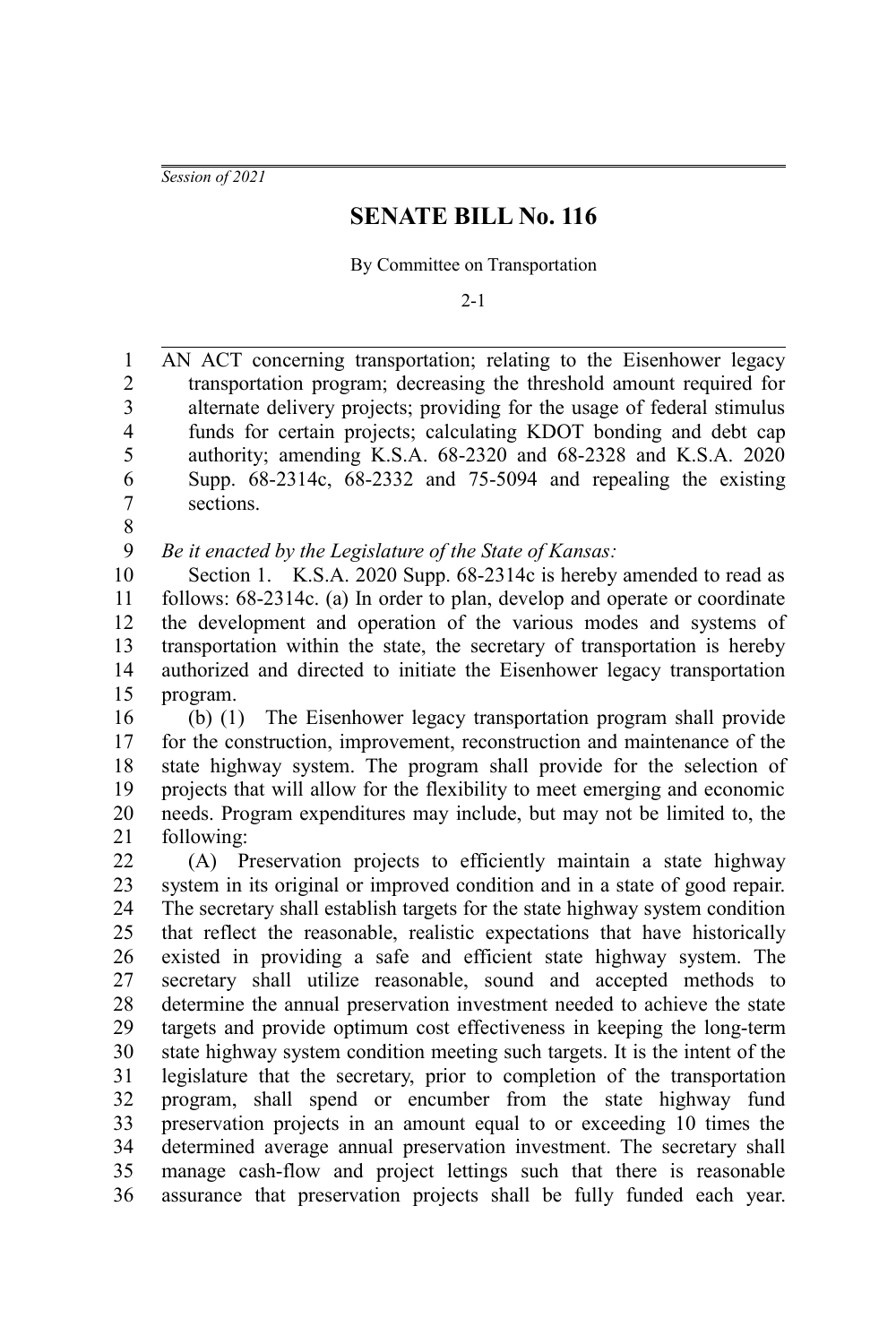*Session of 2021*

# SENATE BILL No. 116

By Committee on Transportation

2-1

AN ACT concerning transportation; relating to the Eisenhower legacy transportation program; decreasing the threshold amount required for alternate delivery projects; providing for the usage of federal stimulus funds for certain projects; calculating KDOT bonding and debt cap authority; amending K.S.A. 68-2320 and 68-2328 and K.S.A. 2020 Supp. 68-2314c, 68-2332 and 75-5094 and repealing the existing sections.

*Be it enacted by the Legislature of the State of Kansas:*

Section 1. K.S.A. 2020 Supp. 68-2314c is hereby amended to read as follows: 68-2314c. (a) In order to plan, develop and operate or coordinate the development and operation of the various modes and systems of transportation within the state, the secretary of transportation is hereby authorized and directed to initiate the Eisenhower legacy transportation program.

(b) (1) The Eisenhower legacy transportation program shall provide for the construction, improvement, reconstruction and maintenance of the state highway system. The program shall provide for the selection of projects that will allow for the flexibility to meet emerging and economic needs. Program expenditures may include, but may not be limited to, the following:

(A) Preservation projects to efficiently maintain a state highway system in its original or improved condition and in a state of good repair. The secretary shall establish targets for the state highway system condition that reflect the reasonable, realistic expectations that have historically existed in providing a safe and efficient state highway system. The secretary shall utilize reasonable, sound and accepted methods to determine the annual preservation investment needed to achieve the state targets and provide optimum cost effectiveness in keeping the long-term state highway system condition meeting such targets. It is the intent of the legislature that the secretary, prior to completion of the transportation program, shall spend or encumber from the state highway fund preservation projects in an amount equal to or exceeding 10 times the determined average annual preservation investment. The secretary shall manage cash-flow and project lettings such that there is reasonable assurance that preservation projects shall be fully funded each year.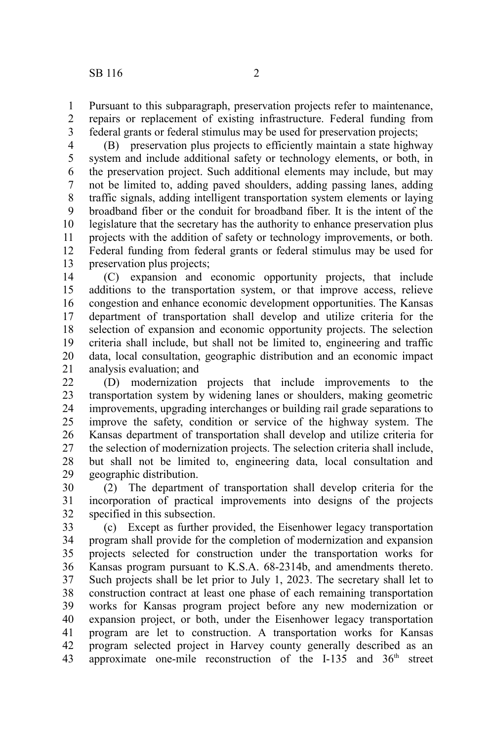Pursuant to this subparagraph, preservation projects refer to maintenance, repairs or replacement of existing infrastructure. Federal funding from federal grants or federal stimulus may be used for preservation projects;

(B) preservation plus projects to efficiently maintain a state highway system and include additional safety or technology elements, or both, in the preservation project. Such additional elements may include, but may not be limited to, adding paved shoulders, adding passing lanes, adding traffic signals, adding intelligent transportation system elements or laying broadband fiber or the conduit for broadband fiber. It is the intent of the legislature that the secretary has the authority to enhance preservation plus projects with the addition of safety or technology improvements, or both. Federal funding from federal grants or federal stimulus may be used for preservation plus projects;

(C) expansion and economic opportunity projects, that include additions to the transportation system, or that improve access, relieve congestion and enhance economic development opportunities. The Kansas department of transportation shall develop and utilize criteria for the selection of expansion and economic opportunity projects. The selection criteria shall include, but shall not be limited to, engineering and traffic data, local consultation, geographic distribution and an economic impact analysis evaluation; and

(D) modernization projects that include improvements to the transportation system by widening lanes or shoulders, making geometric improvements, upgrading interchanges or building rail grade separations to improve the safety, condition or service of the highway system. The Kansas department of transportation shall develop and utilize criteria for the selection of modernization projects. The selection criteria shall include, but shall not be limited to, engineering data, local consultation and geographic distribution.

(2) The department of transportation shall develop criteria for the incorporation of practical improvements into designs of the projects specified in this subsection.

(c) Except as further provided, the Eisenhower legacy transportation program shall provide for the completion of modernization and expansion projects selected for construction under the transportation works for Kansas program pursuant to K.S.A. 68-2314b, and amendments thereto. Such projects shall be let prior to July 1, 2023. The secretary shall let to construction contract at least one phase of each remaining transportation works for Kansas program project before any new modernization or expansion project, or both, under the Eisenhower legacy transportation program are let to construction. A transportation works for Kansas program selected project in Harvey county generally described as an approximate one-mile reconstruction of the I-135 and 36th street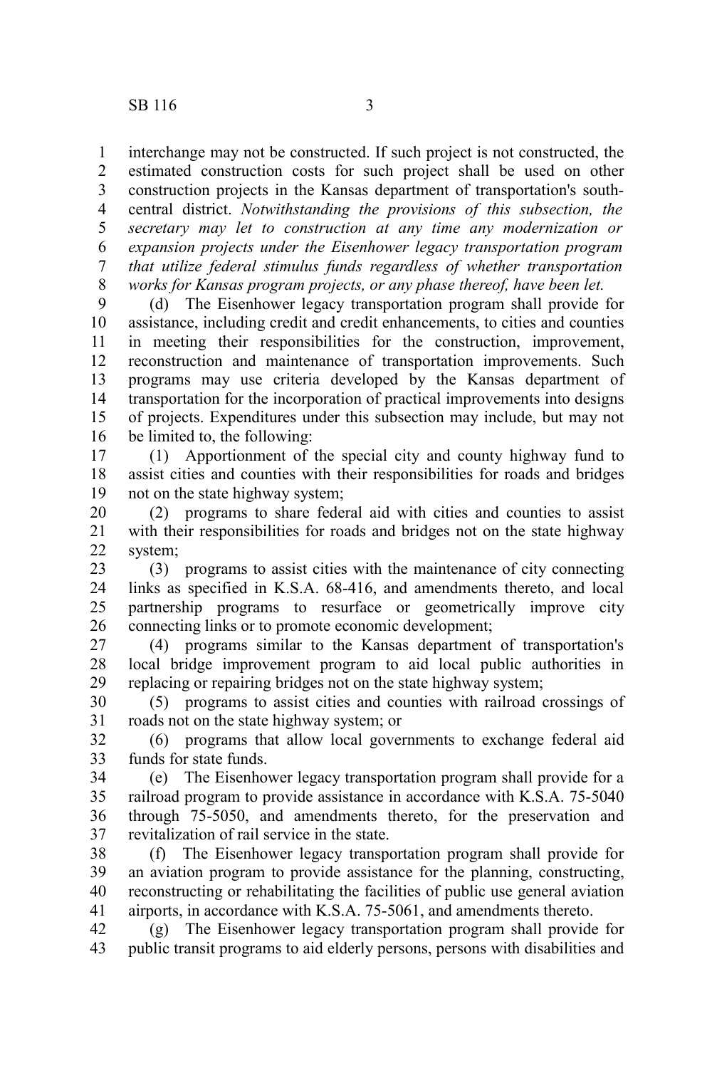interchange may not be constructed. If such project is not constructed, the estimated construction costs for such project shall be used on other construction projects in the Kansas department of transportation's south-central district. *Notwithstanding the provisions of this subsection, the secretary may let to construction at any time any modernization or expansion projects under the Eisenhower legacy transportation program that utilize federal stimulus funds regardless of whether transportation works for Kansas program projects, or any phase thereof, have been let.*

(d) The Eisenhower legacy transportation program shall provide for assistance, including credit and credit enhancements, to cities and counties in meeting their responsibilities for the construction, improvement, reconstruction and maintenance of transportation improvements. Such programs may use criteria developed by the Kansas department of transportation for the incorporation of practical improvements into designs of projects. Expenditures under this subsection may include, but may not be limited to, the following:

(1) Apportionment of the special city and county highway fund to assist cities and counties with their responsibilities for roads and bridges not on the state highway system;

(2) programs to share federal aid with cities and counties to assist with their responsibilities for roads and bridges not on the state highway system;

(3) programs to assist cities with the maintenance of city connecting links as specified in K.S.A. 68-416, and amendments thereto, and local partnership programs to resurface or geometrically improve city connecting links or to promote economic development;

(4) programs similar to the Kansas department of transportation's local bridge improvement program to aid local public authorities in replacing or repairing bridges not on the state highway system;

(5) programs to assist cities and counties with railroad crossings of roads not on the state highway system; or

(6) programs that allow local governments to exchange federal aid funds for state funds.

(e) The Eisenhower legacy transportation program shall provide for a railroad program to provide assistance in accordance with K.S.A. 75-5040 through 75-5050, and amendments thereto, for the preservation and revitalization of rail service in the state.

(f) The Eisenhower legacy transportation program shall provide for an aviation program to provide assistance for the planning, constructing, reconstructing or rehabilitating the facilities of public use general aviation airports, in accordance with K.S.A. 75-5061, and amendments thereto.

(g) The Eisenhower legacy transportation program shall provide for public transit programs to aid elderly persons, persons with disabilities and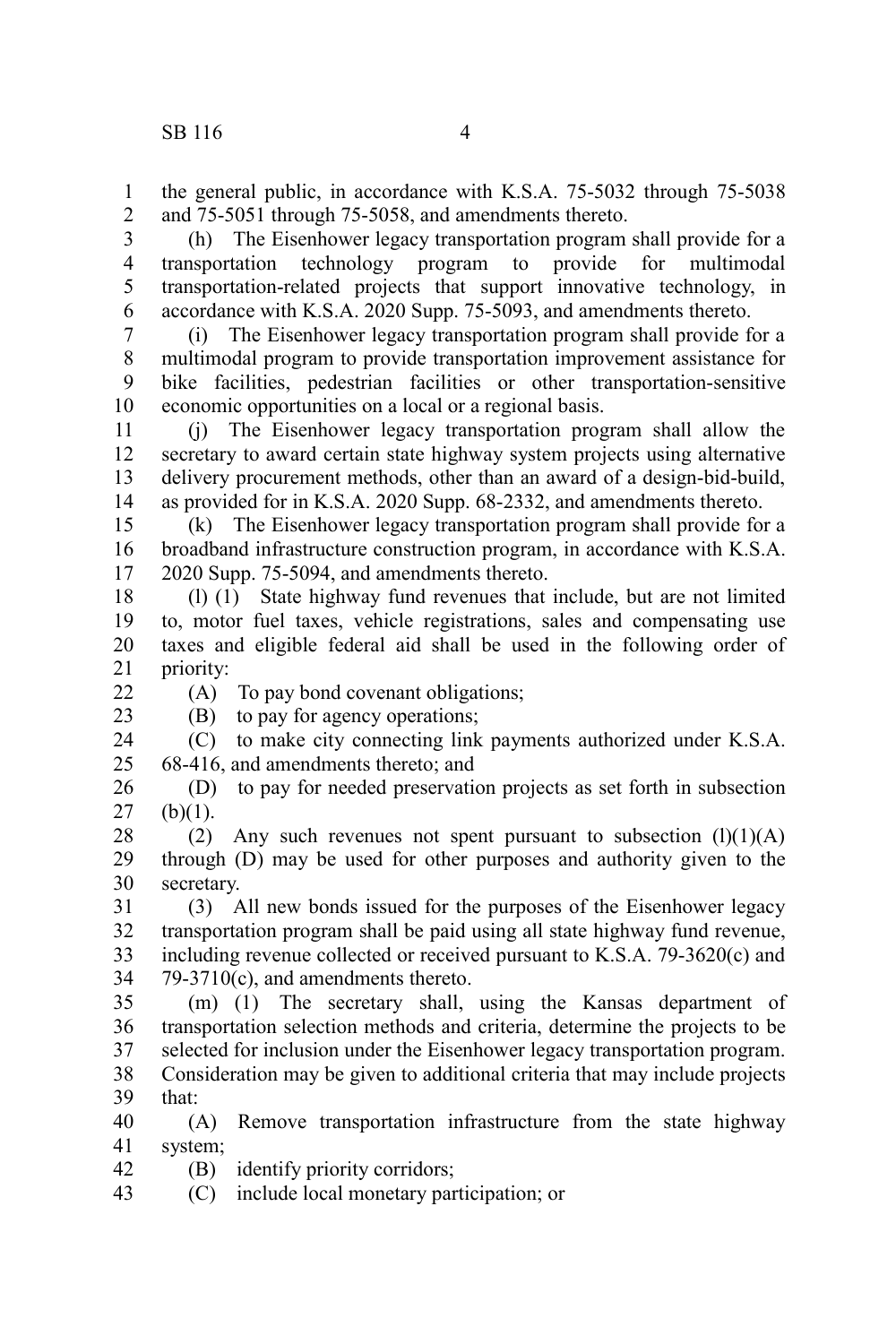the general public, in accordance with K.S.A. 75-5032 through 75-5038 and 75-5051 through 75-5058, and amendments thereto.

(h) The Eisenhower legacy transportation program shall provide for a transportation technology program to provide for multimodal transportation-related projects that support innovative technology, in accordance with K.S.A. 2020 Supp. 75-5093, and amendments thereto.

(i) The Eisenhower legacy transportation program shall provide for a multimodal program to provide transportation improvement assistance for bike facilities, pedestrian facilities or other transportation-sensitive economic opportunities on a local or a regional basis.

(j) The Eisenhower legacy transportation program shall allow the secretary to award certain state highway system projects using alternative delivery procurement methods, other than an award of a design-bid-build, as provided for in K.S.A. 2020 Supp. 68-2332, and amendments thereto.

(k) The Eisenhower legacy transportation program shall provide for a broadband infrastructure construction program, in accordance with K.S.A. 2020 Supp. 75-5094, and amendments thereto.

(l) (1) State highway fund revenues that include, but are not limited to, motor fuel taxes, vehicle registrations, sales and compensating use taxes and eligible federal aid shall be used in the following order of priority:

(A) To pay bond covenant obligations;

(B) to pay for agency operations;

(C) to make city connecting link payments authorized under K.S.A. 68-416, and amendments thereto; and

(D) to pay for needed preservation projects as set forth in subsection (b)(1).

(2) Any such revenues not spent pursuant to subsection (l)(1)(A) through (D) may be used for other purposes and authority given to the secretary.

(3) All new bonds issued for the purposes of the Eisenhower legacy transportation program shall be paid using all state highway fund revenue, including revenue collected or received pursuant to K.S.A. 79-3620(c) and 79-3710(c), and amendments thereto.

(m) (1) The secretary shall, using the Kansas department of transportation selection methods and criteria, determine the projects to be selected for inclusion under the Eisenhower legacy transportation program. Consideration may be given to additional criteria that may include projects that:

(A) Remove transportation infrastructure from the state highway system;

(B) identify priority corridors;

(C) include local monetary participation; or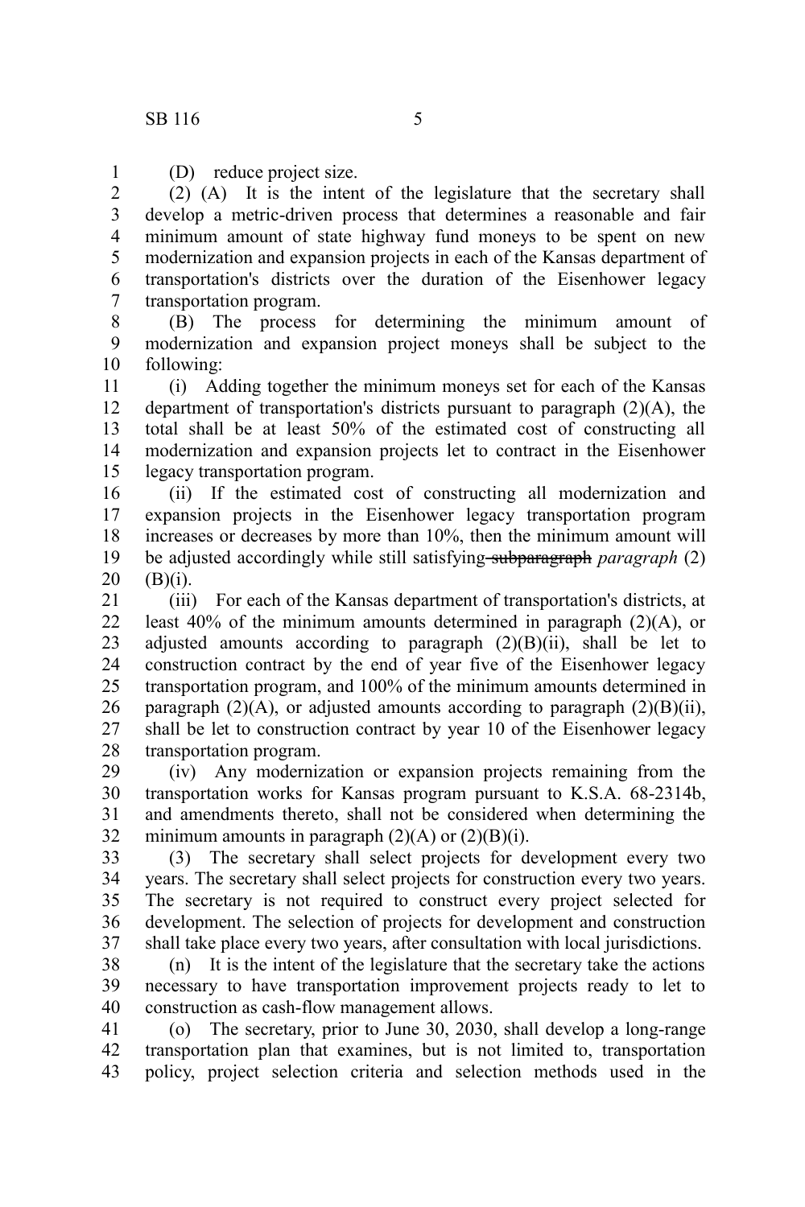(D) reduce project size.

(2) (A) It is the intent of the legislature that the secretary shall develop a metric-driven process that determines a reasonable and fair minimum amount of state highway fund moneys to be spent on new modernization and expansion projects in each of the Kansas department of transportation's districts over the duration of the Eisenhower legacy transportation program.

(B) The process for determining the minimum amount of modernization and expansion project moneys shall be subject to the following:

(i) Adding together the minimum moneys set for each of the Kansas department of transportation's districts pursuant to paragraph (2)(A), the total shall be at least 50% of the estimated cost of constructing all modernization and expansion projects let to contract in the Eisenhower legacy transportation program.

(ii) If the estimated cost of constructing all modernization and expansion projects in the Eisenhower legacy transportation program increases or decreases by more than 10%, then the minimum amount will be adjusted accordingly while still satisfying ~~subparagraph~~ *paragraph* (2)(B)(i).

(iii) For each of the Kansas department of transportation's districts, at least 40% of the minimum amounts determined in paragraph (2)(A), or adjusted amounts according to paragraph (2)(B)(ii), shall be let to construction contract by the end of year five of the Eisenhower legacy transportation program, and 100% of the minimum amounts determined in paragraph (2)(A), or adjusted amounts according to paragraph (2)(B)(ii), shall be let to construction contract by year 10 of the Eisenhower legacy transportation program.

(iv) Any modernization or expansion projects remaining from the transportation works for Kansas program pursuant to K.S.A. 68-2314b, and amendments thereto, shall not be considered when determining the minimum amounts in paragraph (2)(A) or (2)(B)(i).

(3) The secretary shall select projects for development every two years. The secretary shall select projects for construction every two years. The secretary is not required to construct every project selected for development. The selection of projects for development and construction shall take place every two years, after consultation with local jurisdictions.

(n) It is the intent of the legislature that the secretary take the actions necessary to have transportation improvement projects ready to let to construction as cash-flow management allows.

(o) The secretary, prior to June 30, 2030, shall develop a long-range transportation plan that examines, but is not limited to, transportation policy, project selection criteria and selection methods used in the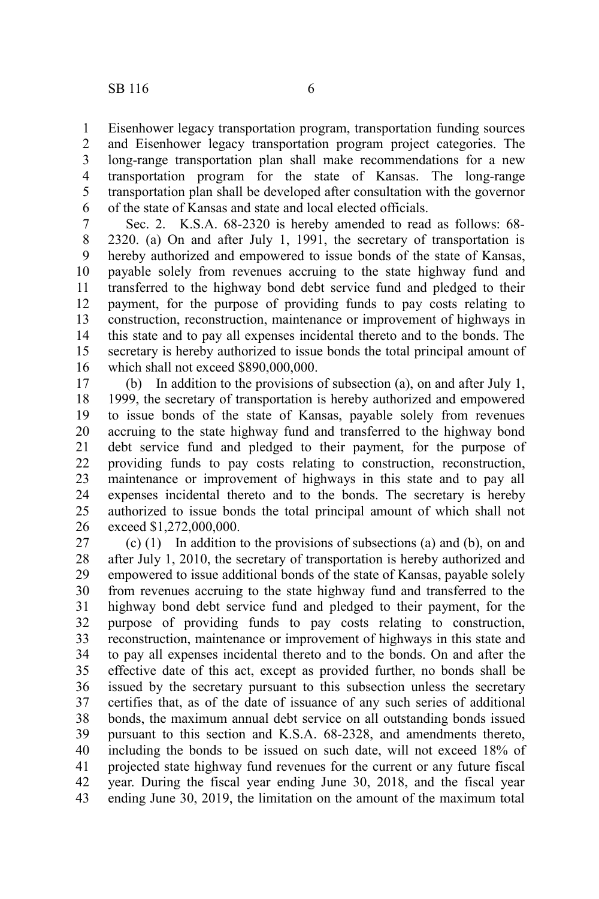Eisenhower legacy transportation program, transportation funding sources and Eisenhower legacy transportation program project categories. The long-range transportation plan shall make recommendations for a new transportation program for the state of Kansas. The long-range transportation plan shall be developed after consultation with the governor of the state of Kansas and state and local elected officials.

Sec. 2. K.S.A. 68-2320 is hereby amended to read as follows: 68-2320. (a) On and after July 1, 1991, the secretary of transportation is hereby authorized and empowered to issue bonds of the state of Kansas, payable solely from revenues accruing to the state highway fund and transferred to the highway bond debt service fund and pledged to their payment, for the purpose of providing funds to pay costs relating to construction, reconstruction, maintenance or improvement of highways in this state and to pay all expenses incidental thereto and to the bonds. The secretary is hereby authorized to issue bonds the total principal amount of which shall not exceed $890,000,000.

(b) In addition to the provisions of subsection (a), on and after July 1, 1999, the secretary of transportation is hereby authorized and empowered to issue bonds of the state of Kansas, payable solely from revenues accruing to the state highway fund and transferred to the highway bond debt service fund and pledged to their payment, for the purpose of providing funds to pay costs relating to construction, reconstruction, maintenance or improvement of highways in this state and to pay all expenses incidental thereto and to the bonds. The secretary is hereby authorized to issue bonds the total principal amount of which shall not exceed $1,272,000,000.

(c) (1) In addition to the provisions of subsections (a) and (b), on and after July 1, 2010, the secretary of transportation is hereby authorized and empowered to issue additional bonds of the state of Kansas, payable solely from revenues accruing to the state highway fund and transferred to the highway bond debt service fund and pledged to their payment, for the purpose of providing funds to pay costs relating to construction, reconstruction, maintenance or improvement of highways in this state and to pay all expenses incidental thereto and to the bonds. On and after the effective date of this act, except as provided further, no bonds shall be issued by the secretary pursuant to this subsection unless the secretary certifies that, as of the date of issuance of any such series of additional bonds, the maximum annual debt service on all outstanding bonds issued pursuant to this section and K.S.A. 68-2328, and amendments thereto, including the bonds to be issued on such date, will not exceed 18% of projected state highway fund revenues for the current or any future fiscal year. During the fiscal year ending June 30, 2018, and the fiscal year ending June 30, 2019, the limitation on the amount of the maximum total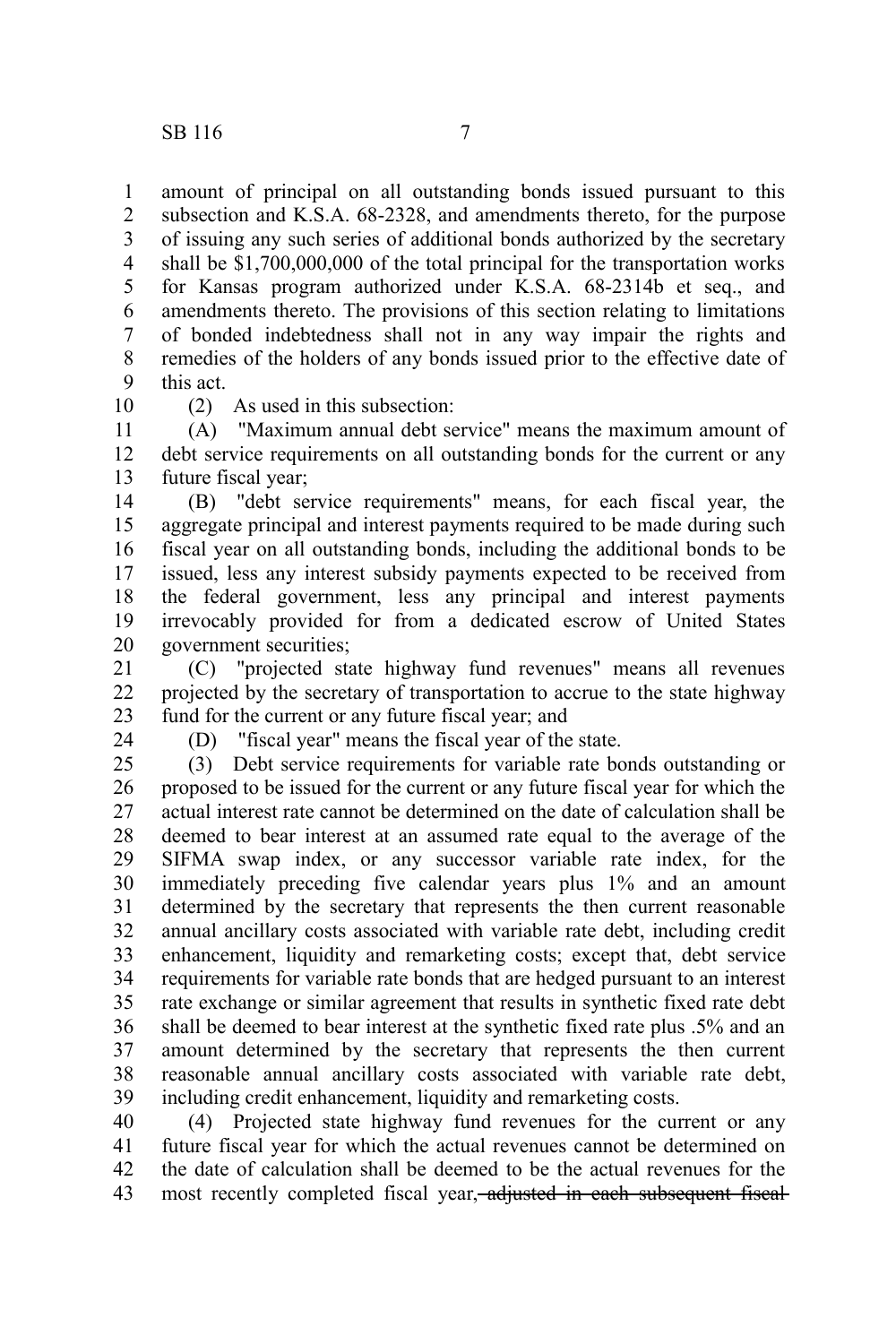amount of principal on all outstanding bonds issued pursuant to this subsection and K.S.A. 68-2328, and amendments thereto, for the purpose of issuing any such series of additional bonds authorized by the secretary shall be $1,700,000,000 of the total principal for the transportation works for Kansas program authorized under K.S.A. 68-2314b et seq., and amendments thereto. The provisions of this section relating to limitations of bonded indebtedness shall not in any way impair the rights and remedies of the holders of any bonds issued prior to the effective date of this act.

(2) As used in this subsection:

(A) "Maximum annual debt service" means the maximum amount of debt service requirements on all outstanding bonds for the current or any future fiscal year;

(B) "debt service requirements" means, for each fiscal year, the aggregate principal and interest payments required to be made during such fiscal year on all outstanding bonds, including the additional bonds to be issued, less any interest subsidy payments expected to be received from the federal government, less any principal and interest payments irrevocably provided for from a dedicated escrow of United States government securities;

(C) "projected state highway fund revenues" means all revenues projected by the secretary of transportation to accrue to the state highway fund for the current or any future fiscal year; and

(D) "fiscal year" means the fiscal year of the state.

(3) Debt service requirements for variable rate bonds outstanding or proposed to be issued for the current or any future fiscal year for which the actual interest rate cannot be determined on the date of calculation shall be deemed to bear interest at an assumed rate equal to the average of the SIFMA swap index, or any successor variable rate index, for the immediately preceding five calendar years plus 1% and an amount determined by the secretary that represents the then current reasonable annual ancillary costs associated with variable rate debt, including credit enhancement, liquidity and remarketing costs; except that, debt service requirements for variable rate bonds that are hedged pursuant to an interest rate exchange or similar agreement that results in synthetic fixed rate debt shall be deemed to bear interest at the synthetic fixed rate plus .5% and an amount determined by the secretary that represents the then current reasonable annual ancillary costs associated with variable rate debt, including credit enhancement, liquidity and remarketing costs.

(4) Projected state highway fund revenues for the current or any future fiscal year for which the actual revenues cannot be determined on the date of calculation shall be deemed to be the actual revenues for the most recently completed fiscal year~~, adjusted in each subsequent fiscal~~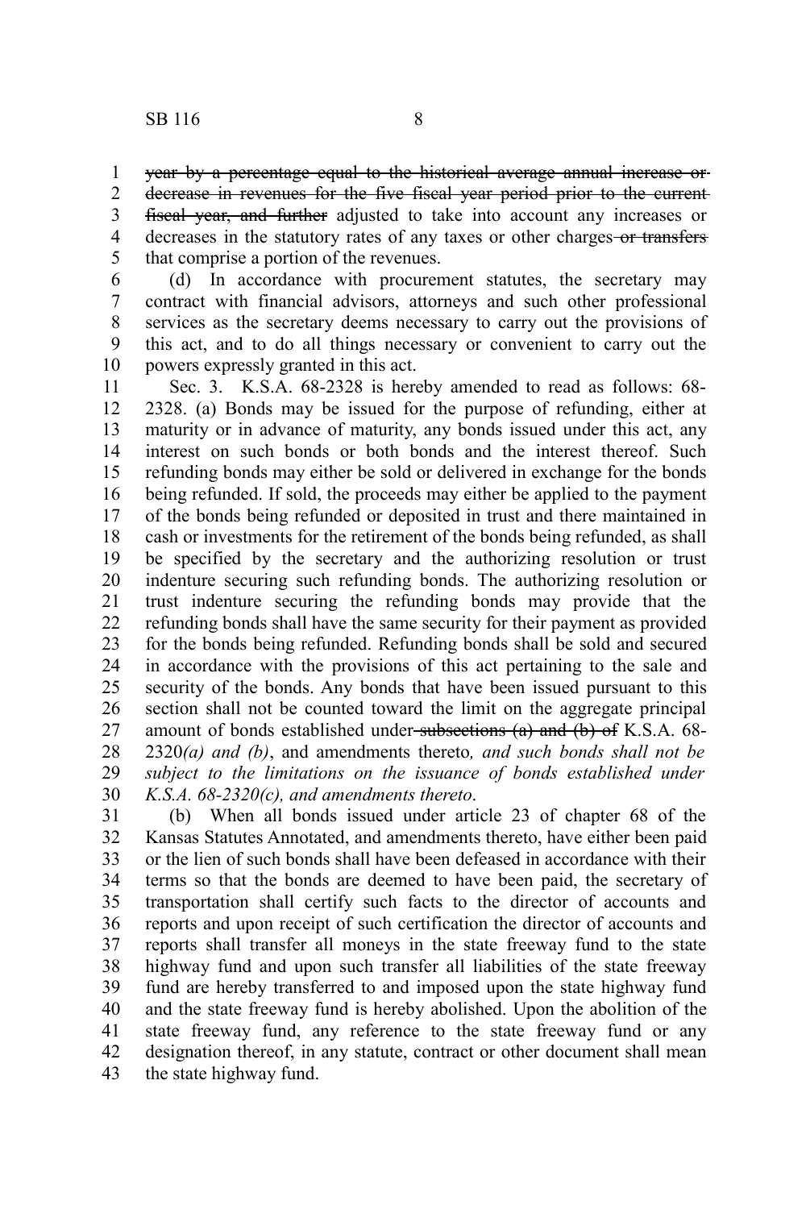~~year by a percentage equal to the historical average annual increase or decrease in revenues for the five fiscal year period prior to the current fiscal year, and further~~ adjusted to take into account any increases or decreases in the statutory rates of any taxes or other charges ~~or transfers~~ that comprise a portion of the revenues.

(d) In accordance with procurement statutes, the secretary may contract with financial advisors, attorneys and such other professional services as the secretary deems necessary to carry out the provisions of this act, and to do all things necessary or convenient to carry out the powers expressly granted in this act.

Sec. 3. K.S.A. 68-2328 is hereby amended to read as follows: 68-2328. (a) Bonds may be issued for the purpose of refunding, either at maturity or in advance of maturity, any bonds issued under this act, any interest on such bonds or both bonds and the interest thereof. Such refunding bonds may either be sold or delivered in exchange for the bonds being refunded. If sold, the proceeds may either be applied to the payment of the bonds being refunded or deposited in trust and there maintained in cash or investments for the retirement of the bonds being refunded, as shall be specified by the secretary and the authorizing resolution or trust indenture securing such refunding bonds. The authorizing resolution or trust indenture securing the refunding bonds may provide that the refunding bonds shall have the same security for their payment as provided for the bonds being refunded. Refunding bonds shall be sold and secured in accordance with the provisions of this act pertaining to the sale and security of the bonds. Any bonds that have been issued pursuant to this section shall not be counted toward the limit on the aggregate principal amount of bonds established under ~~subsections (a) and (b) of~~ K.S.A. 68-2320*(a) and (b)*, and amendments thereto*, and such bonds shall not be subject to the limitations on the issuance of bonds established under K.S.A. 68-2320(c), and amendments thereto*.

(b) When all bonds issued under article 23 of chapter 68 of the Kansas Statutes Annotated, and amendments thereto, have either been paid or the lien of such bonds shall have been defeased in accordance with their terms so that the bonds are deemed to have been paid, the secretary of transportation shall certify such facts to the director of accounts and reports and upon receipt of such certification the director of accounts and reports shall transfer all moneys in the state freeway fund to the state highway fund and upon such transfer all liabilities of the state freeway fund are hereby transferred to and imposed upon the state highway fund and the state freeway fund is hereby abolished. Upon the abolition of the state freeway fund, any reference to the state freeway fund or any designation thereof, in any statute, contract or other document shall mean the state highway fund.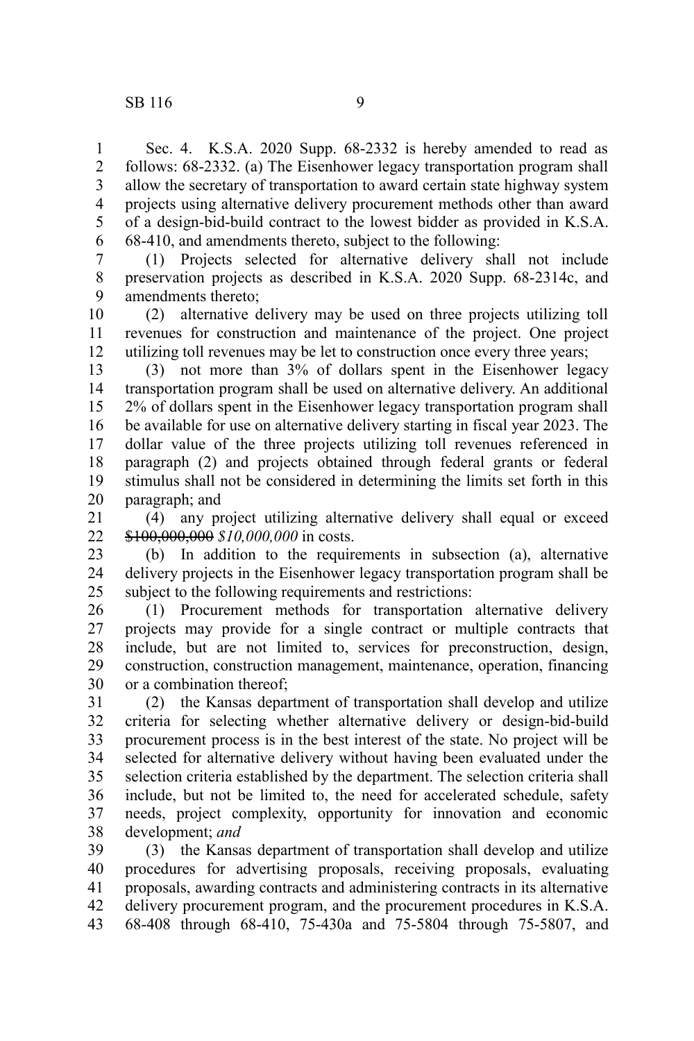Sec. 4. K.S.A. 2020 Supp. 68-2332 is hereby amended to read as follows: 68-2332. (a) The Eisenhower legacy transportation program shall allow the secretary of transportation to award certain state highway system projects using alternative delivery procurement methods other than award of a design-bid-build contract to the lowest bidder as provided in K.S.A. 68-410, and amendments thereto, subject to the following:

(1) Projects selected for alternative delivery shall not include preservation projects as described in K.S.A. 2020 Supp. 68-2314c, and amendments thereto;

(2) alternative delivery may be used on three projects utilizing toll revenues for construction and maintenance of the project. One project utilizing toll revenues may be let to construction once every three years;

(3) not more than 3% of dollars spent in the Eisenhower legacy transportation program shall be used on alternative delivery. An additional 2% of dollars spent in the Eisenhower legacy transportation program shall be available for use on alternative delivery starting in fiscal year 2023. The dollar value of the three projects utilizing toll revenues referenced in paragraph (2) and projects obtained through federal grants or federal stimulus shall not be considered in determining the limits set forth in this paragraph; and

(4) any project utilizing alternative delivery shall equal or exceed ~~$100,000,000~~ *$10,000,000* in costs.

(b) In addition to the requirements in subsection (a), alternative delivery projects in the Eisenhower legacy transportation program shall be subject to the following requirements and restrictions:

(1) Procurement methods for transportation alternative delivery projects may provide for a single contract or multiple contracts that include, but are not limited to, services for preconstruction, design, construction, construction management, maintenance, operation, financing or a combination thereof;

(2) the Kansas department of transportation shall develop and utilize criteria for selecting whether alternative delivery or design-bid-build procurement process is in the best interest of the state. No project will be selected for alternative delivery without having been evaluated under the selection criteria established by the department. The selection criteria shall include, but not be limited to, the need for accelerated schedule, safety needs, project complexity, opportunity for innovation and economic development; *and*

(3) the Kansas department of transportation shall develop and utilize procedures for advertising proposals, receiving proposals, evaluating proposals, awarding contracts and administering contracts in its alternative delivery procurement program, and the procurement procedures in K.S.A. 68-408 through 68-410, 75-430a and 75-5804 through 75-5807, and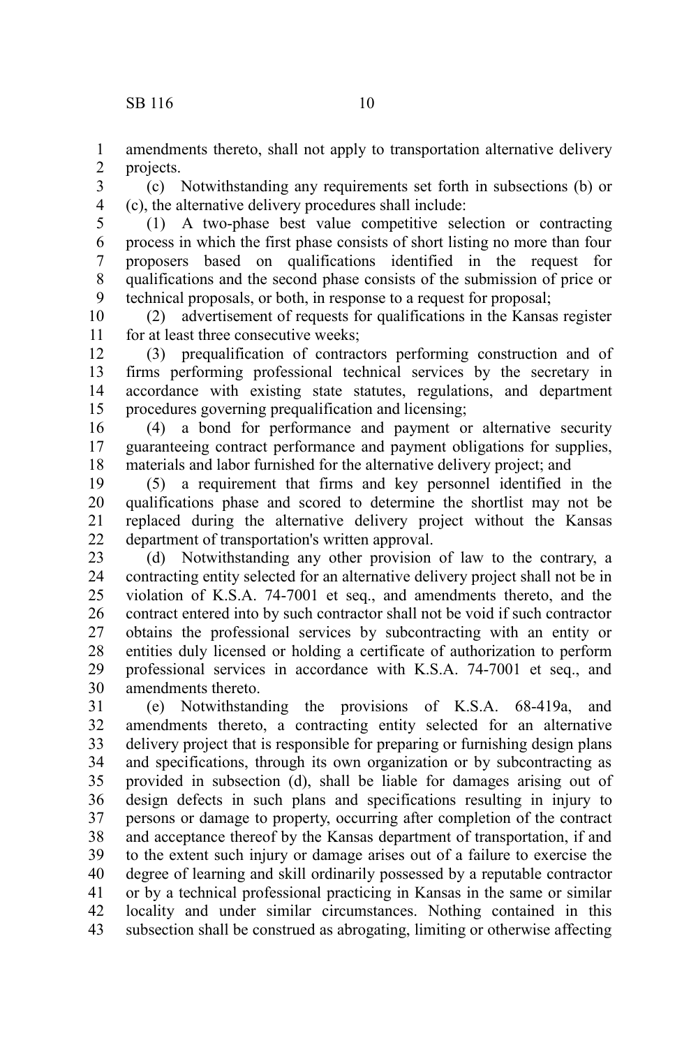amendments thereto, shall not apply to transportation alternative delivery projects.

(c) Notwithstanding any requirements set forth in subsections (b) or (c), the alternative delivery procedures shall include:

(1) A two-phase best value competitive selection or contracting process in which the first phase consists of short listing no more than four proposers based on qualifications identified in the request for qualifications and the second phase consists of the submission of price or technical proposals, or both, in response to a request for proposal;

(2) advertisement of requests for qualifications in the Kansas register for at least three consecutive weeks;

(3) prequalification of contractors performing construction and of firms performing professional technical services by the secretary in accordance with existing state statutes, regulations, and department procedures governing prequalification and licensing;

(4) a bond for performance and payment or alternative security guaranteeing contract performance and payment obligations for supplies, materials and labor furnished for the alternative delivery project; and

(5) a requirement that firms and key personnel identified in the qualifications phase and scored to determine the shortlist may not be replaced during the alternative delivery project without the Kansas department of transportation's written approval.

(d) Notwithstanding any other provision of law to the contrary, a contracting entity selected for an alternative delivery project shall not be in violation of K.S.A. 74-7001 et seq., and amendments thereto, and the contract entered into by such contractor shall not be void if such contractor obtains the professional services by subcontracting with an entity or entities duly licensed or holding a certificate of authorization to perform professional services in accordance with K.S.A. 74-7001 et seq., and amendments thereto.

(e) Notwithstanding the provisions of K.S.A. 68-419a, and amendments thereto, a contracting entity selected for an alternative delivery project that is responsible for preparing or furnishing design plans and specifications, through its own organization or by subcontracting as provided in subsection (d), shall be liable for damages arising out of design defects in such plans and specifications resulting in injury to persons or damage to property, occurring after completion of the contract and acceptance thereof by the Kansas department of transportation, if and to the extent such injury or damage arises out of a failure to exercise the degree of learning and skill ordinarily possessed by a reputable contractor or by a technical professional practicing in Kansas in the same or similar locality and under similar circumstances. Nothing contained in this subsection shall be construed as abrogating, limiting or otherwise affecting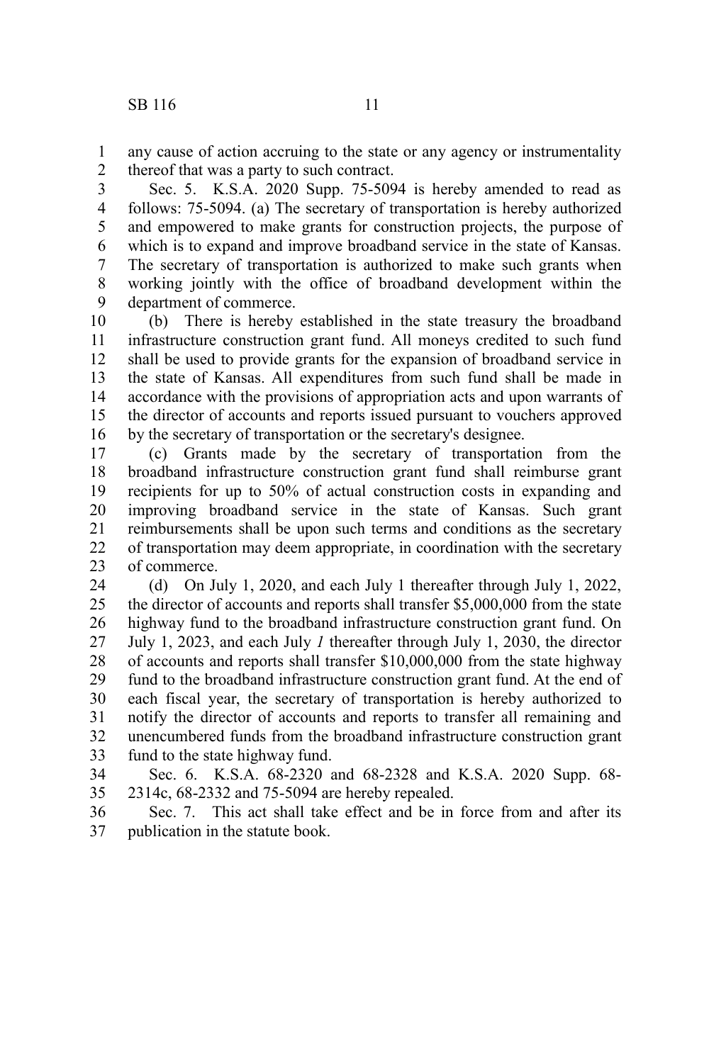any cause of action accruing to the state or any agency or instrumentality thereof that was a party to such contract.

Sec. 5. K.S.A. 2020 Supp. 75-5094 is hereby amended to read as follows: 75-5094. (a) The secretary of transportation is hereby authorized and empowered to make grants for construction projects, the purpose of which is to expand and improve broadband service in the state of Kansas. The secretary of transportation is authorized to make such grants when working jointly with the office of broadband development within the department of commerce.

(b) There is hereby established in the state treasury the broadband infrastructure construction grant fund. All moneys credited to such fund shall be used to provide grants for the expansion of broadband service in the state of Kansas. All expenditures from such fund shall be made in accordance with the provisions of appropriation acts and upon warrants of the director of accounts and reports issued pursuant to vouchers approved by the secretary of transportation or the secretary's designee.

(c) Grants made by the secretary of transportation from the broadband infrastructure construction grant fund shall reimburse grant recipients for up to 50% of actual construction costs in expanding and improving broadband service in the state of Kansas. Such grant reimbursements shall be upon such terms and conditions as the secretary of transportation may deem appropriate, in coordination with the secretary of commerce.

(d) On July 1, 2020, and each July 1 thereafter through July 1, 2022, the director of accounts and reports shall transfer $5,000,000 from the state highway fund to the broadband infrastructure construction grant fund. On July 1, 2023, and each July *1* thereafter through July 1, 2030, the director of accounts and reports shall transfer $10,000,000 from the state highway fund to the broadband infrastructure construction grant fund. At the end of each fiscal year, the secretary of transportation is hereby authorized to notify the director of accounts and reports to transfer all remaining and unencumbered funds from the broadband infrastructure construction grant fund to the state highway fund.

Sec. 6. K.S.A. 68-2320 and 68-2328 and K.S.A. 2020 Supp. 68-2314c, 68-2332 and 75-5094 are hereby repealed.

Sec. 7. This act shall take effect and be in force from and after its publication in the statute book.